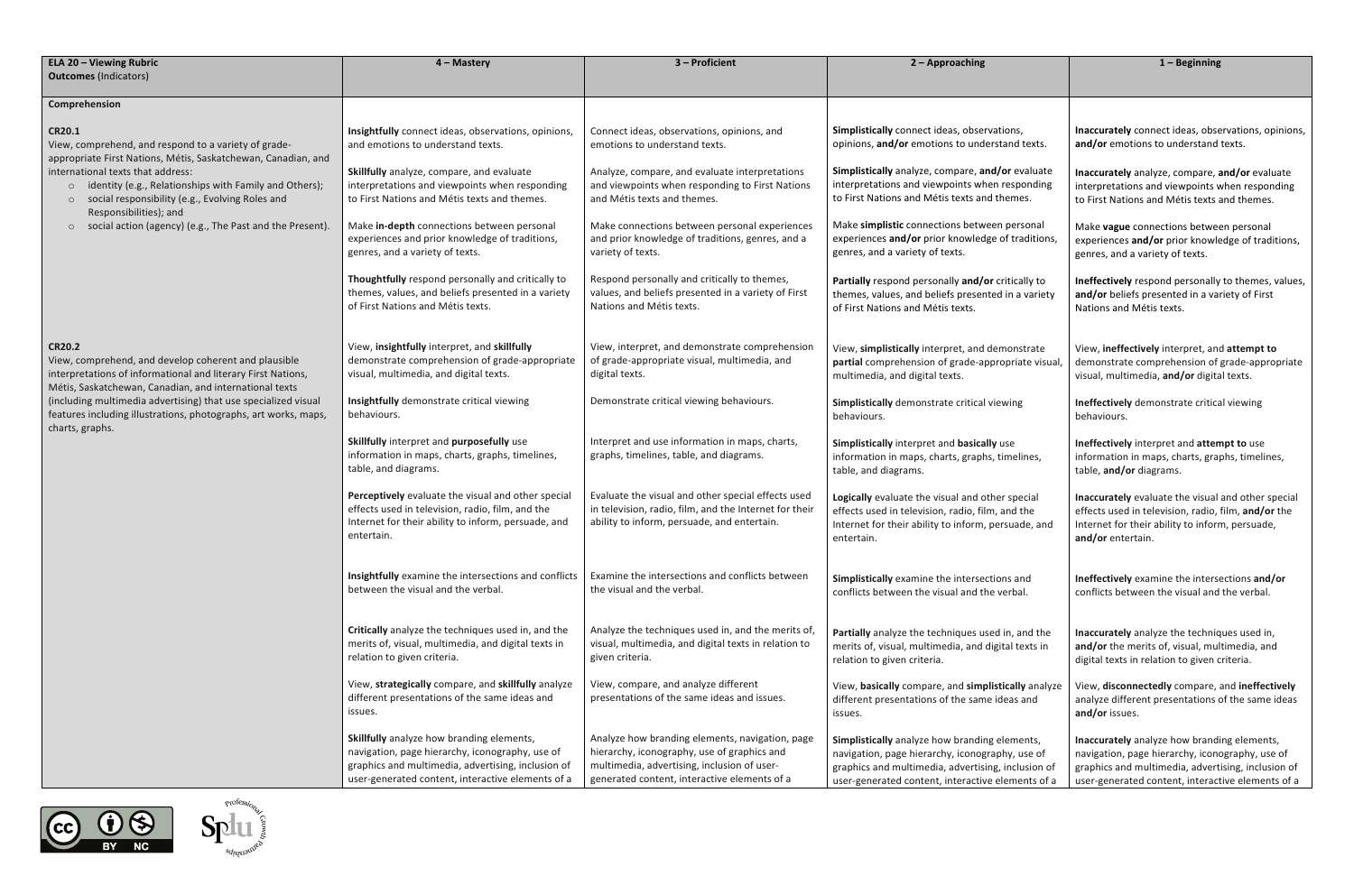| **ELA 20 – Viewing Rubric**<br>**Outcomes** (Indicators) | **4 – Mastery** | **3 – Proficient** | **2 – Approaching** | **1 – Beginning** |
|---|---|---|---|---|
| **Comprehension** | | | | |
| **CR20.1**<br>View, comprehend, and respond to a variety of grade-appropriate First Nations, Métis, Saskatchewan, Canadian, and international texts that address:<br>○ identity (e.g., Relationships with Family and Others);<br>○ social responsibility (e.g., Evolving Roles and Responsibilities); and<br>○ social action (agency) (e.g., The Past and the Present). | **Insightfully** connect ideas, observations, opinions, and emotions to understand texts. | Connect ideas, observations, opinions, and emotions to understand texts. | **Simplistically** connect ideas, observations, opinions, **and/or** emotions to understand texts. | **Inaccurately** connect ideas, observations, opinions, **and/or** emotions to understand texts. |
| | **Skillfully** analyze, compare, and evaluate interpretations and viewpoints when responding to First Nations and Métis texts and themes. | Analyze, compare, and evaluate interpretations and viewpoints when responding to First Nations and Métis texts and themes. | **Simplistically** analyze, compare, **and/or** evaluate interpretations and viewpoints when responding to First Nations and Métis texts and themes. | **Inaccurately** analyze, compare, **and/or** evaluate interpretations and viewpoints when responding to First Nations and Métis texts and themes. |
| | Make **in-depth** connections between personal experiences and prior knowledge of traditions, genres, and a variety of texts. | Make connections between personal experiences and prior knowledge of traditions, genres, and a variety of texts. | Make **simplistic** connections between personal experiences **and/or** prior knowledge of traditions, genres, and a variety of texts. | Make **vague** connections between personal experiences **and/or** prior knowledge of traditions, genres, and a variety of texts. |
| | **Thoughtfully** respond personally and critically to themes, values, and beliefs presented in a variety of First Nations and Métis texts. | Respond personally and critically to themes, values, and beliefs presented in a variety of First Nations and Métis texts. | **Partially** respond personally **and/or** critically to themes, values, and beliefs presented in a variety of First Nations and Métis texts. | **Ineffectively** respond personally to themes, values, **and/or** beliefs presented in a variety of First Nations and Métis texts. |
| **CR20.2**<br>View, comprehend, and develop coherent and plausible interpretations of informational and literary First Nations, Métis, Saskatchewan, Canadian, and international texts (including multimedia advertising) that use specialized visual features including illustrations, photographs, art works, maps, charts, graphs. | View, **insightfully** interpret, and **skillfully** demonstrate comprehension of grade-appropriate visual, multimedia, and digital texts. | View, interpret, and demonstrate comprehension of grade-appropriate visual, multimedia, and digital texts. | View, **simplistically** interpret, and demonstrate **partial** comprehension of grade-appropriate visual, multimedia, and digital texts. | View, **ineffectively** interpret, and **attempt to** demonstrate comprehension of grade-appropriate visual, multimedia, **and/or** digital texts. |
| | **Insightfully** demonstrate critical viewing behaviours. | Demonstrate critical viewing behaviours. | **Simplistically** demonstrate critical viewing behaviours. | **Ineffectively** demonstrate critical viewing behaviours. |
| | **Skillfully** interpret and **purposefully** use information in maps, charts, graphs, timelines, table, and diagrams. | Interpret and use information in maps, charts, graphs, timelines, table, and diagrams. | **Simplistically** interpret and **basically** use information in maps, charts, graphs, timelines, table, and diagrams. | **Ineffectively** interpret and **attempt to** use information in maps, charts, graphs, timelines, table, **and/or** diagrams. |
| | **Perceptively** evaluate the visual and other special effects used in television, radio, film, and the Internet for their ability to inform, persuade, and entertain. | Evaluate the visual and other special effects used in television, radio, film, and the Internet for their ability to inform, persuade, and entertain. | **Logically** evaluate the visual and other special effects used in television, radio, film, and the Internet for their ability to inform, persuade, and entertain. | **Inaccurately** evaluate the visual and other special effects used in television, radio, film, **and/or** the Internet for their ability to inform, persuade, **and/or** entertain. |
| | **Insightfully** examine the intersections and conflicts between the visual and the verbal. | Examine the intersections and conflicts between the visual and the verbal. | **Simplistically** examine the intersections and conflicts between the visual and the verbal. | **Ineffectively** examine the intersections **and/or** conflicts between the visual and the verbal. |
| | **Critically** analyze the techniques used in, and the merits of, visual, multimedia, and digital texts in relation to given criteria. | Analyze the techniques used in, and the merits of, visual, multimedia, and digital texts in relation to given criteria. | **Partially** analyze the techniques used in, and the merits of, visual, multimedia, and digital texts in relation to given criteria. | **Inaccurately** analyze the techniques used in, **and/or** the merits of, visual, multimedia, and digital texts in relation to given criteria. |
| | View, **strategically** compare, and **skillfully** analyze different presentations of the same ideas and issues. | View, compare, and analyze different presentations of the same ideas and issues. | View, **basically** compare, and **simplistically** analyze different presentations of the same ideas and issues. | View, **disconnectedly** compare, and **ineffectively** analyze different presentations of the same ideas **and/or** issues. |
| | **Skillfully** analyze how branding elements, navigation, page hierarchy, iconography, use of graphics and multimedia, advertising, inclusion of user-generated content, interactive elements of a | Analyze how branding elements, navigation, page hierarchy, iconography, use of graphics and multimedia, advertising, inclusion of user-generated content, interactive elements of a | **Simplistically** analyze how branding elements, navigation, page hierarchy, iconography, use of graphics and multimedia, advertising, inclusion of user-generated content, interactive elements of a | **Inaccurately** analyze how branding elements, navigation, page hierarchy, iconography, use of graphics and multimedia, advertising, inclusion of user-generated content, interactive elements of a |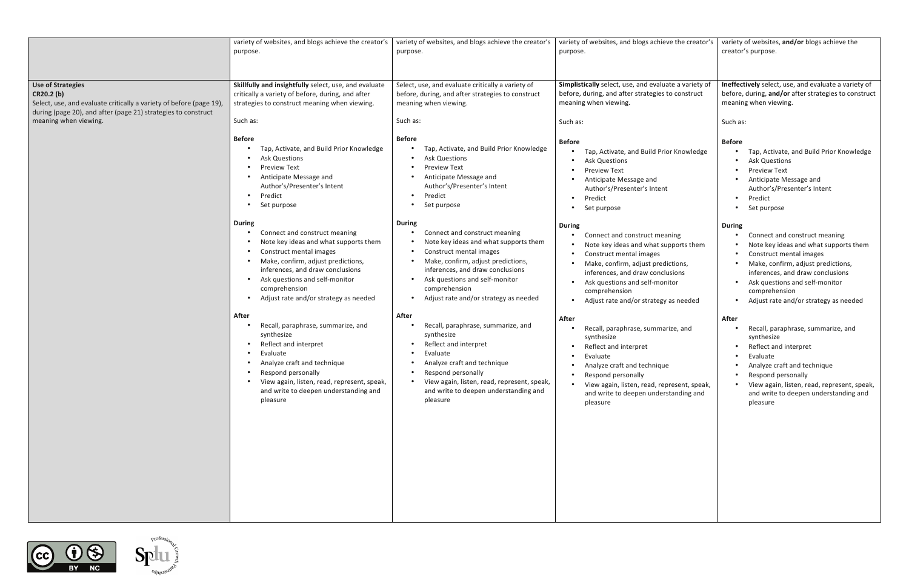| | | | | |
|---|---|---|---|---|
| | variety of websites, and blogs achieve the creator's purpose. | variety of websites, and blogs achieve the creator's purpose. | variety of websites, and blogs achieve the creator's purpose. | variety of websites, **and/or** blogs achieve the creator's purpose. |
| **Use of Strategies**<br>**CR20.2 (b)**<br>Select, use, and evaluate critically a variety of before (page 19), during (page 20), and after (page 21) strategies to construct meaning when viewing. | **Skillfully and insightfully** select, use, and evaluate critically a variety of before, during, and after strategies to construct meaning when viewing.<br><br>Such as:<br><br>**Before**<br>• Tap, Activate, and Build Prior Knowledge<br>• Ask Questions<br>• Preview Text<br>• Anticipate Message and Author's/Presenter's Intent<br>• Predict<br>• Set purpose<br><br>**During**<br>• Connect and construct meaning<br>• Note key ideas and what supports them<br>• Construct mental images<br>• Make, confirm, adjust predictions, inferences, and draw conclusions<br>• Ask questions and self-monitor comprehension<br>• Adjust rate and/or strategy as needed<br><br>**After**<br>• Recall, paraphrase, summarize, and synthesize<br>• Reflect and interpret<br>• Evaluate<br>• Analyze craft and technique<br>• Respond personally<br>• View again, listen, read, represent, speak, and write to deepen understanding and pleasure | Select, use, and evaluate critically a variety of before, during, and after strategies to construct meaning when viewing.<br><br>Such as:<br><br>**Before**<br>• Tap, Activate, and Build Prior Knowledge<br>• Ask Questions<br>• Preview Text<br>• Anticipate Message and Author's/Presenter's Intent<br>• Predict<br>• Set purpose<br><br>**During**<br>• Connect and construct meaning<br>• Note key ideas and what supports them<br>• Construct mental images<br>• Make, confirm, adjust predictions, inferences, and draw conclusions<br>• Ask questions and self-monitor comprehension<br>• Adjust rate and/or strategy as needed<br><br>**After**<br>• Recall, paraphrase, summarize, and synthesize<br>• Reflect and interpret<br>• Evaluate<br>• Analyze craft and technique<br>• Respond personally<br>• View again, listen, read, represent, speak, and write to deepen understanding and pleasure | **Simplistically** select, use, and evaluate a variety of before, during, and after strategies to construct meaning when viewing.<br><br>Such as:<br><br>**Before**<br>• Tap, Activate, and Build Prior Knowledge<br>• Ask Questions<br>• Preview Text<br>• Anticipate Message and Author's/Presenter's Intent<br>• Predict<br>• Set purpose<br><br>**During**<br>• Connect and construct meaning<br>• Note key ideas and what supports them<br>• Construct mental images<br>• Make, confirm, adjust predictions, inferences, and draw conclusions<br>• Ask questions and self-monitor comprehension<br>• Adjust rate and/or strategy as needed<br><br>**After**<br>• Recall, paraphrase, summarize, and synthesize<br>• Reflect and interpret<br>• Evaluate<br>• Analyze craft and technique<br>• Respond personally<br>• View again, listen, read, represent, speak, and write to deepen understanding and pleasure | **Ineffectively** select, use, and evaluate a variety of before, during, **and/or** after strategies to construct meaning when viewing.<br><br>Such as:<br><br>**Before**<br>• Tap, Activate, and Build Prior Knowledge<br>• Ask Questions<br>• Preview Text<br>• Anticipate Message and Author's/Presenter's Intent<br>• Predict<br>• Set purpose<br><br>**During**<br>• Connect and construct meaning<br>• Note key ideas and what supports them<br>• Construct mental images<br>• Make, confirm, adjust predictions, inferences, and draw conclusions<br>• Ask questions and self-monitor comprehension<br>• Adjust rate and/or strategy as needed<br><br>**After**<br>• Recall, paraphrase, summarize, and synthesize<br>• Reflect and interpret<br>• Evaluate<br>• Analyze craft and technique<br>• Respond personally<br>• View again, listen, read, represent, speak, and write to deepen understanding and pleasure |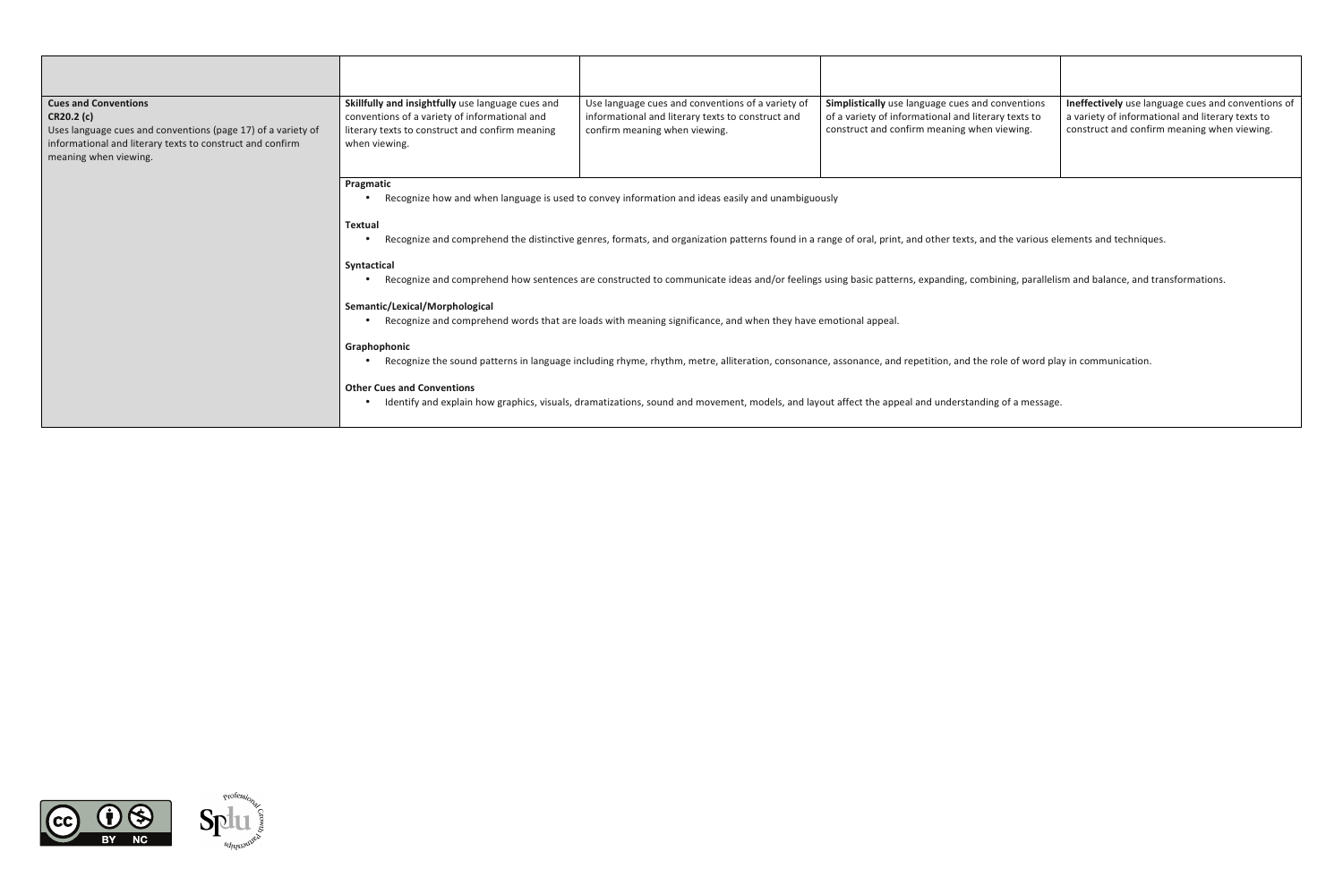| | | | | |
|---|---|---|---|---|
| **Cues and Conventions**<br>**CR20.2 (c)**<br>Uses language cues and conventions (page 17) of a variety of informational and literary texts to construct and confirm meaning when viewing. | **Skillfully and insightfully** use language cues and conventions of a variety of informational and literary texts to construct and confirm meaning when viewing. | Use language cues and conventions of a variety of informational and literary texts to construct and confirm meaning when viewing. | **Simplistically** use language cues and conventions of a variety of informational and literary texts to construct and confirm meaning when viewing. | **Ineffectively** use language cues and conventions of a variety of informational and literary texts to construct and confirm meaning when viewing. |
| | **Pragmatic**<br>• Recognize how and when language is used to convey information and ideas easily and unambiguously<br><br>**Textual**<br>• Recognize and comprehend the distinctive genres, formats, and organization patterns found in a range of oral, print, and other texts, and the various elements and techniques.<br><br>**Syntactical**<br>• Recognize and comprehend how sentences are constructed to communicate ideas and/or feelings using basic patterns, expanding, combining, parallelism and balance, and transformations.<br><br>**Semantic/Lexical/Morphological**<br>• Recognize and comprehend words that are loads with meaning significance, and when they have emotional appeal.<br><br>**Graphophonic**<br>• Recognize the sound patterns in language including rhyme, rhythm, metre, alliteration, consonance, assonance, and repetition, and the role of word play in communication.<br><br>**Other Cues and Conventions**<br>• Identify and explain how graphics, visuals, dramatizations, sound and movement, models, and layout affect the appeal and understanding of a message. | | | |